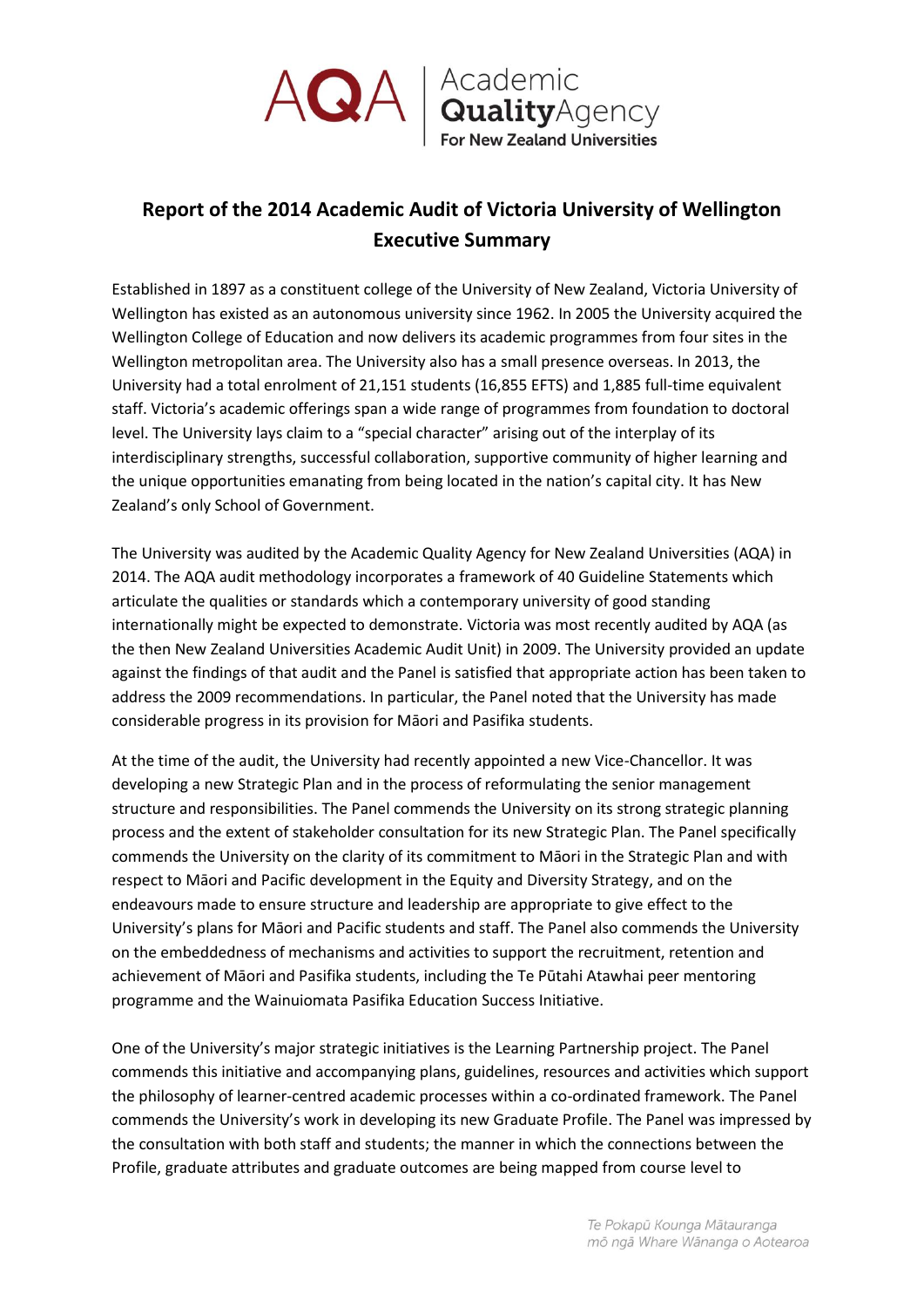# Report of the 2014 Academic Audit of Victoria University of Wellington Executive Summary

Established in 1897 as a constituent college of the University of New Zealand, Victoria University of Wellington has existed as an autonomous university since 1962. In 2005 the University acquired the Wellington College of Education and now delivers its academic programmes from four sites in the Wellington metropolitan area. The University also has a small presence overseas. In 2013, the University had a total enrolment of 21,151 students (16,855 EFTS) and 1,885 full-time equivalent staff. Victoria's academic offerings span a wide range of programmes from foundation to doctoral level. The University lays claim to a "special character" arising out of the interplay of its interdisciplinary strengths, successful collaboration, supportive community of higher learning and the unique opportunities emanating from being located in the nation's capital city. It has New Zealand's only School of Government.

The University was audited by the Academic Quality Agency for New Zealand Universities (AQA) in 2014. The AQA audit methodology incorporates a framework of 40 Guideline Statements which articulate the qualities or standards which a contemporary university of good standing internationally might be expected to demonstrate. Victoria was most recently audited by AQA (as the then New Zealand Universities Academic Audit Unit) in 2009. The University provided an update against the findings of that audit and the Panel is satisfied that appropriate action has been taken to address the 2009 recommendations. In particular, the Panel noted that the University has made considerable progress in its provision for Māori and Pasifika students.

At the time of the audit, the University had recently appointed a new Vice-Chancellor. It was developing a new Strategic Plan and in the process of reformulating the senior management structure and responsibilities. The Panel commends the University on its strong strategic planning process and the extent of stakeholder consultation for its new Strategic Plan. The Panel specifically commends the University on the clarity of its commitment to Māori in the Strategic Plan and with respect to Māori and Pacific development in the Equity and Diversity Strategy, and on the endeavours made to ensure structure and leadership are appropriate to give effect to the University's plans for Māori and Pacific students and staff. The Panel also commends the University on the embeddedness of mechanisms and activities to support the recruitment, retention and achievement of Māori and Pasifika students, including the Te Pūtahi Atawhai peer mentoring programme and the Wainuiomata Pasifika Education Success Initiative.

One of the University's major strategic initiatives is the Learning Partnership project. The Panel commends this initiative and accompanying plans, guidelines, resources and activities which support the philosophy of learner-centred academic processes within a co-ordinated framework. The Panel commends the University's work in developing its new Graduate Profile. The Panel was impressed by the consultation with both staff and students; the manner in which the connections between the Profile, graduate attributes and graduate outcomes are being mapped from course level to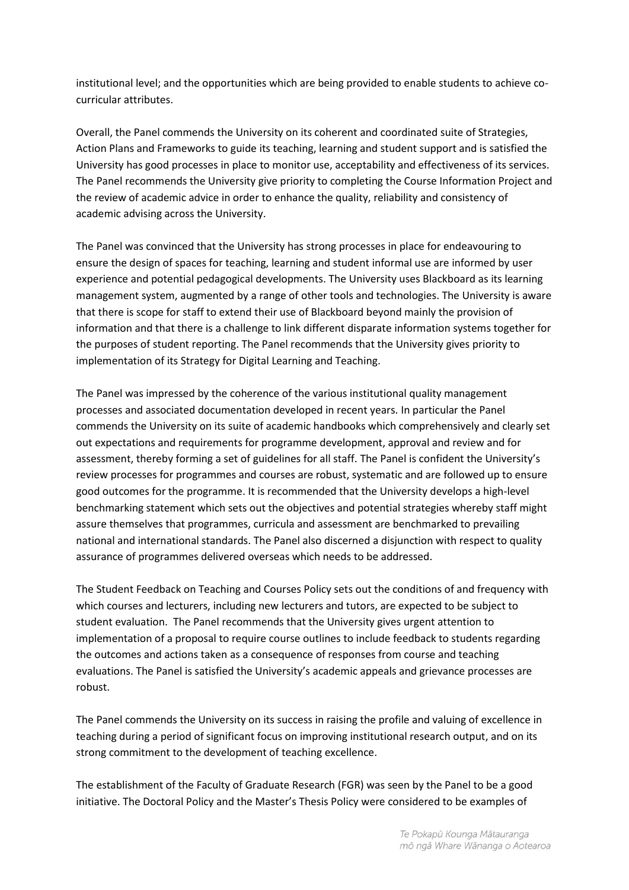institutional level; and the opportunities which are being provided to enable students to achieve co-curricular attributes.

Overall, the Panel commends the University on its coherent and coordinated suite of Strategies, Action Plans and Frameworks to guide its teaching, learning and student support and is satisfied the University has good processes in place to monitor use, acceptability and effectiveness of its services. The Panel recommends the University give priority to completing the Course Information Project and the review of academic advice in order to enhance the quality, reliability and consistency of academic advising across the University.

The Panel was convinced that the University has strong processes in place for endeavouring to ensure the design of spaces for teaching, learning and student informal use are informed by user experience and potential pedagogical developments. The University uses Blackboard as its learning management system, augmented by a range of other tools and technologies. The University is aware that there is scope for staff to extend their use of Blackboard beyond mainly the provision of information and that there is a challenge to link different disparate information systems together for the purposes of student reporting. The Panel recommends that the University gives priority to implementation of its Strategy for Digital Learning and Teaching.

The Panel was impressed by the coherence of the various institutional quality management processes and associated documentation developed in recent years. In particular the Panel commends the University on its suite of academic handbooks which comprehensively and clearly set out expectations and requirements for programme development, approval and review and for assessment, thereby forming a set of guidelines for all staff. The Panel is confident the University's review processes for programmes and courses are robust, systematic and are followed up to ensure good outcomes for the programme. It is recommended that the University develops a high-level benchmarking statement which sets out the objectives and potential strategies whereby staff might assure themselves that programmes, curricula and assessment are benchmarked to prevailing national and international standards. The Panel also discerned a disjunction with respect to quality assurance of programmes delivered overseas which needs to be addressed.

The Student Feedback on Teaching and Courses Policy sets out the conditions of and frequency with which courses and lecturers, including new lecturers and tutors, are expected to be subject to student evaluation. The Panel recommends that the University gives urgent attention to implementation of a proposal to require course outlines to include feedback to students regarding the outcomes and actions taken as a consequence of responses from course and teaching evaluations. The Panel is satisfied the University's academic appeals and grievance processes are robust.

The Panel commends the University on its success in raising the profile and valuing of excellence in teaching during a period of significant focus on improving institutional research output, and on its strong commitment to the development of teaching excellence.

The establishment of the Faculty of Graduate Research (FGR) was seen by the Panel to be a good initiative. The Doctoral Policy and the Master's Thesis Policy were considered to be examples of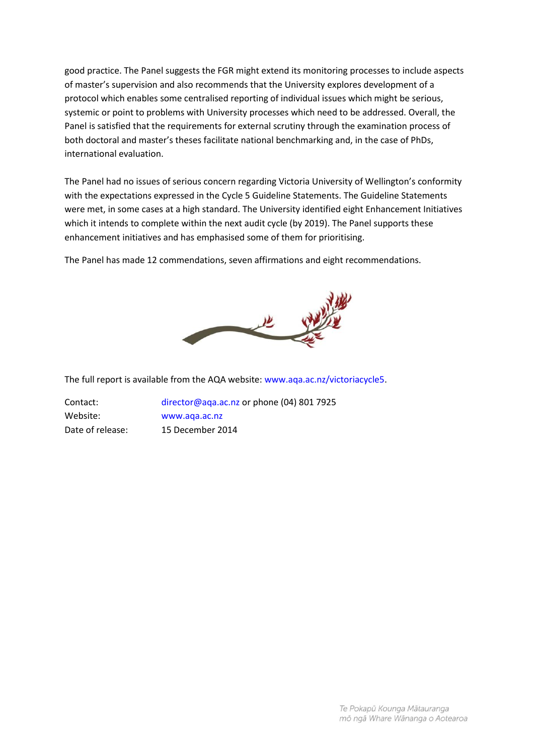good practice. The Panel suggests the FGR might extend its monitoring processes to include aspects of master's supervision and also recommends that the University explores development of a protocol which enables some centralised reporting of individual issues which might be serious, systemic or point to problems with University processes which need to be addressed. Overall, the Panel is satisfied that the requirements for external scrutiny through the examination process of both doctoral and master's theses facilitate national benchmarking and, in the case of PhDs, international evaluation.

The Panel had no issues of serious concern regarding Victoria University of Wellington's conformity with the expectations expressed in the Cycle 5 Guideline Statements. The Guideline Statements were met, in some cases at a high standard. The University identified eight Enhancement Initiatives which it intends to complete within the next audit cycle (by 2019). The Panel supports these enhancement initiatives and has emphasised some of them for prioritising.

The Panel has made 12 commendations, seven affirmations and eight recommendations.

The full report is available from the AQA website: www.aqa.ac.nz/victoriacycle5.

| | |
|---|---|
| Contact: | director@aqa.ac.nz or phone (04) 801 7925 |
| Website: | www.aqa.ac.nz |
| Date of release: | 15 December 2014 |

*Te Pokapū Kounga Mātauranga mō ngā Whare Wānanga o Aotearoa*